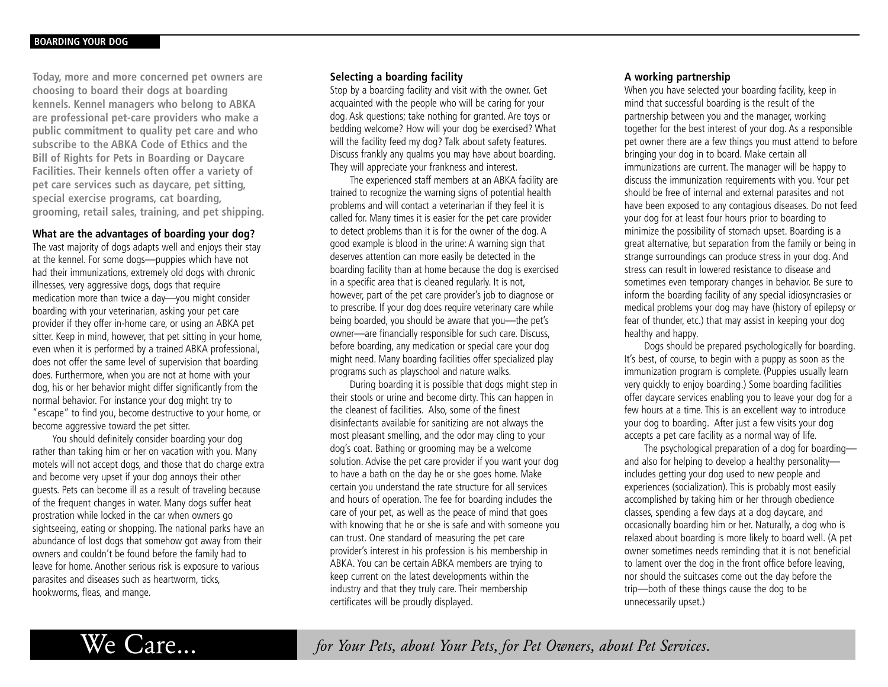## BOARDING YOUR DOG

**Today, more and more concerned pet owners are choosing to board their dogs at boarding kennels. Kennel managers who belong to ABKA are professional pet-care providers who make a public commitment to quality pet care and who subscribe to the ABKA Code of Ethics and the Bill of Rights for Pets in Boarding or Daycare Facilities. Their kennels often offer a variety of pet care services such as daycare, pet sitting, special exercise programs, cat boarding, grooming, retail sales, training, and pet shipping.**

### What are the advantages of boarding your dog?

The vast majority of dogs adapts well and enjoys their stay at the kennel. For some dogs—puppies which have not had their immunizations, extremely old dogs with chronic illnesses, very aggressive dogs, dogs that require medication more than twice a day—you might consider boarding with your veterinarian, asking your pet care provider if they offer in-home care, or using an ABKA pet sitter. Keep in mind, however, that pet sitting in your home, even when it is performed by a trained ABKA professional, does not offer the same level of supervision that boarding does. Furthermore, when you are not at home with your dog, his or her behavior might differ significantly from the normal behavior. For instance your dog might try to "escape" to find you, become destructive to your home, or become aggressive toward the pet sitter.

You should definitely consider boarding your dog rather than taking him or her on vacation with you. Many motels will not accept dogs, and those that do charge extra and become very upset if your dog annoys their other guests. Pets can become ill as a result of traveling because of the frequent changes in water. Many dogs suffer heat prostration while locked in the car when owners go sightseeing, eating or shopping. The national parks have an abundance of lost dogs that somehow got away from their owners and couldn't be found before the family had to leave for home. Another serious risk is exposure to various parasites and diseases such as heartworm, ticks, hookworms, fleas, and mange.

### Selecting a boarding facility

Stop by a boarding facility and visit with the owner. Get acquainted with the people who will be caring for your dog. Ask questions; take nothing for granted. Are toys or bedding welcome? How will your dog be exercised? What will the facility feed my dog? Talk about safety features. Discuss frankly any qualms you may have about boarding. They will appreciate your frankness and interest.

The experienced staff members at an ABKA facility are trained to recognize the warning signs of potential health problems and will contact a veterinarian if they feel it is called for. Many times it is easier for the pet care provider to detect problems than it is for the owner of the dog. A good example is blood in the urine: A warning sign that deserves attention can more easily be detected in the boarding facility than at home because the dog is exercised in a specific area that is cleaned regularly. It is not, however, part of the pet care provider's job to diagnose or to prescribe. If your dog does require veterinary care while being boarded, you should be aware that you—the pet's owner—are financially responsible for such care. Discuss, before boarding, any medication or special care your dog might need. Many boarding facilities offer specialized play programs such as playschool and nature walks.

During boarding it is possible that dogs might step in their stools or urine and become dirty. This can happen in the cleanest of facilities. Also, some of the finest disinfectants available for sanitizing are not always the most pleasant smelling, and the odor may cling to your dog's coat. Bathing or grooming may be a welcome solution. Advise the pet care provider if you want your dog to have a bath on the day he or she goes home. Make certain you understand the rate structure for all services and hours of operation. The fee for boarding includes the care of your pet, as well as the peace of mind that goes with knowing that he or she is safe and with someone you can trust. One standard of measuring the pet care provider's interest in his profession is his membership in ABKA. You can be certain ABKA members are trying to keep current on the latest developments within the industry and that they truly care. Their membership certificates will be proudly displayed.

### A working partnership

When you have selected your boarding facility, keep in mind that successful boarding is the result of the partnership between you and the manager, working together for the best interest of your dog. As a responsible pet owner there are a few things you must attend to before bringing your dog in to board. Make certain all immunizations are current. The manager will be happy to discuss the immunization requirements with you. Your pet should be free of internal and external parasites and not have been exposed to any contagious diseases. Do not feed your dog for at least four hours prior to boarding to minimize the possibility of stomach upset. Boarding is a great alternative, but separation from the family or being in strange surroundings can produce stress in your dog. And stress can result in lowered resistance to disease and sometimes even temporary changes in behavior. Be sure to inform the boarding facility of any special idiosyncrasies or medical problems your dog may have (history of epilepsy or fear of thunder, etc.) that may assist in keeping your dog healthy and happy.

Dogs should be prepared psychologically for boarding. It's best, of course, to begin with a puppy as soon as the immunization program is complete. (Puppies usually learn very quickly to enjoy boarding.) Some boarding facilities offer daycare services enabling you to leave your dog for a few hours at a time. This is an excellent way to introduce your dog to boarding. After just a few visits your dog accepts a pet care facility as a normal way of life.

The psychological preparation of a dog for boarding—and also for helping to develop a healthy personality—includes getting your dog used to new people and experiences (socialization). This is probably most easily accomplished by taking him or her through obedience classes, spending a few days at a dog daycare, and occasionally boarding him or her. Naturally, a dog who is relaxed about boarding is more likely to board well. (A pet owner sometimes needs reminding that it is not beneficial to lament over the dog in the front office before leaving, nor should the suitcases come out the day before the trip—both of these things cause the dog to be unnecessarily upset.)

We Care... *for Your Pets, about Your Pets, for Pet Owners, about Pet Services.*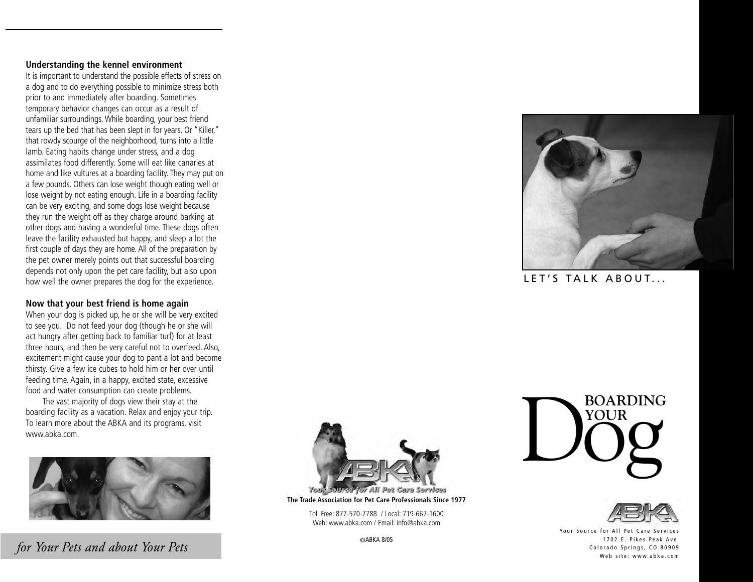## Understanding the kennel environment

It is important to understand the possible effects of stress on a dog and to do everything possible to minimize stress both prior to and immediately after boarding. Sometimes temporary behavior changes can occur as a result of unfamiliar surroundings. While boarding, your best friend tears up the bed that has been slept in for years. Or "Killer," that rowdy scourge of the neighborhood, turns into a little lamb. Eating habits change under stress, and a dog assimilates food differently. Some will eat like canaries at home and like vultures at a boarding facility. They may put on a few pounds. Others can lose weight though eating well or lose weight by not eating enough. Life in a boarding facility can be very exciting, and some dogs lose weight because they run the weight off as they charge around barking at other dogs and having a wonderful time. These dogs often leave the facility exhausted but happy, and sleep a lot the first couple of days they are home. All of the preparation by the pet owner merely points out that successful boarding depends not only upon the pet care facility, but also upon how well the owner prepares the dog for the experience.

## Now that your best friend is home again

When your dog is picked up, he or she will be very excited to see you. Do not feed your dog (though he or she will act hungry after getting back to familiar turf) for at least three hours, and then be very careful not to overfeed. Also, excitement might cause your dog to pant a lot and become thirsty. Give a few ice cubes to hold him or her over until feeding time. Again, in a happy, excited state, excessive food and water consumption can create problems.

The vast majority of dogs view their stay at the boarding facility as a vacation. Relax and enjoy your trip. To learn more about the ABKA and its programs, visit www.abka.com.

*for Your Pets and about Your Pets*

ABKA
Your Source for All Pet Care Services

**The Trade Association for Pet Care Professionals Since 1977**

Toll Free: 877-570-7788 / Local: 719-667-1600
Web: www.abka.com / Email: info@abka.com

©ABKA 8/05

LET'S TALK ABOUT...

# BOARDING YOUR Dog

ABKA

Your Source for All Pet Care Services
1702 E. Pikes Peak Ave.
Colorado Springs, CO 80909
Web site: www.abka.com